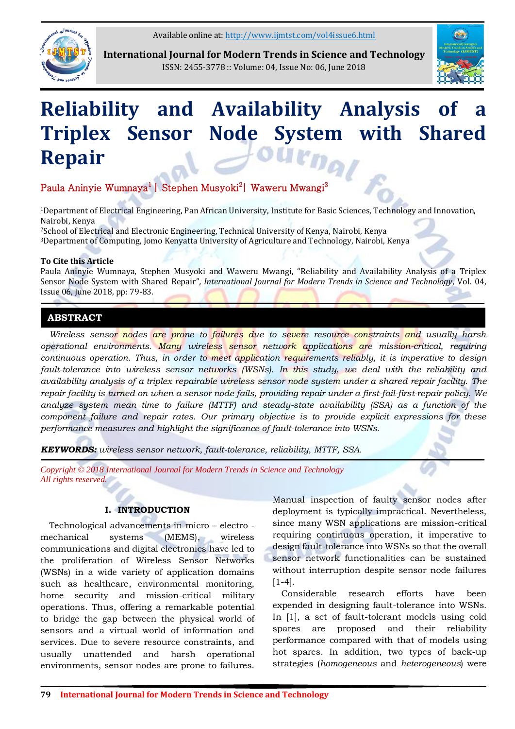# Reliability and Availability Analysis of a Triplex Sensor Node System with Shared Repair

Paula Aninyie Wumnaya[1] | Stephen Musyoki[2] | Waweru Mwangi[3]

[1]Department of Electrical Engineering, Pan African University, Institute for Basic Sciences, Technology and Innovation, Nairobi, Kenya
[2]School of Electrical and Electronic Engineering, Technical University of Kenya, Nairobi, Kenya
[3]Department of Computing, Jomo Kenyatta University of Agriculture and Technology, Nairobi, Kenya

**To Cite this Article**

Paula Aninyie Wumnaya, Stephen Musyoki and Waweru Mwangi, "Reliability and Availability Analysis of a Triplex Sensor Node System with Shared Repair", *International Journal for Modern Trends in Science and Technology*, Vol. 04, Issue 06, June 2018, pp: 79-83.

## ABSTRACT

*Wireless sensor nodes are prone to failures due to severe resource constraints and usually harsh operational environments. Many wireless sensor network applications are mission-critical, requiring continuous operation. Thus, in order to meet application requirements reliably, it is imperative to design fault-tolerance into wireless sensor networks (WSNs). In this study, we deal with the reliability and availability analysis of a triplex repairable wireless sensor node system under a shared repair facility. The repair facility is turned on when a sensor node fails, providing repair under a first-fail-first-repair policy. We analyze system mean time to failure (MTTF) and steady-state availability (SSA) as a function of the component failure and repair rates. Our primary objective is to provide explicit expressions for these performance measures and highlight the significance of fault-tolerance into WSNs.*

***KEYWORDS:*** *wireless sensor network, fault-tolerance, reliability, MTTF, SSA.*

*Copyright © 2018 International Journal for Modern Trends in Science and Technology*
*All rights reserved.*

## I. INTRODUCTION

Technological advancements in micro – electro - mechanical systems (MEMS), wireless communications and digital electronics have led to the proliferation of Wireless Sensor Networks (WSNs) in a wide variety of application domains such as healthcare, environmental monitoring, home security and mission-critical military operations. Thus, offering a remarkable potential to bridge the gap between the physical world of sensors and a virtual world of information and services. Due to severe resource constraints, and usually unattended and harsh operational environments, sensor nodes are prone to failures. Manual inspection of faulty sensor nodes after deployment is typically impractical. Nevertheless, since many WSN applications are mission-critical requiring continuous operation, it imperative to design fault-tolerance into WSNs so that the overall sensor network functionalities can be sustained without interruption despite sensor node failures [1-4].

Considerable research efforts have been expended in designing fault-tolerance into WSNs. In [1], a set of fault-tolerant models using cold spares are proposed and their reliability performance compared with that of models using hot spares. In addition, two types of back-up strategies (*homogeneous* and *heterogeneous*) were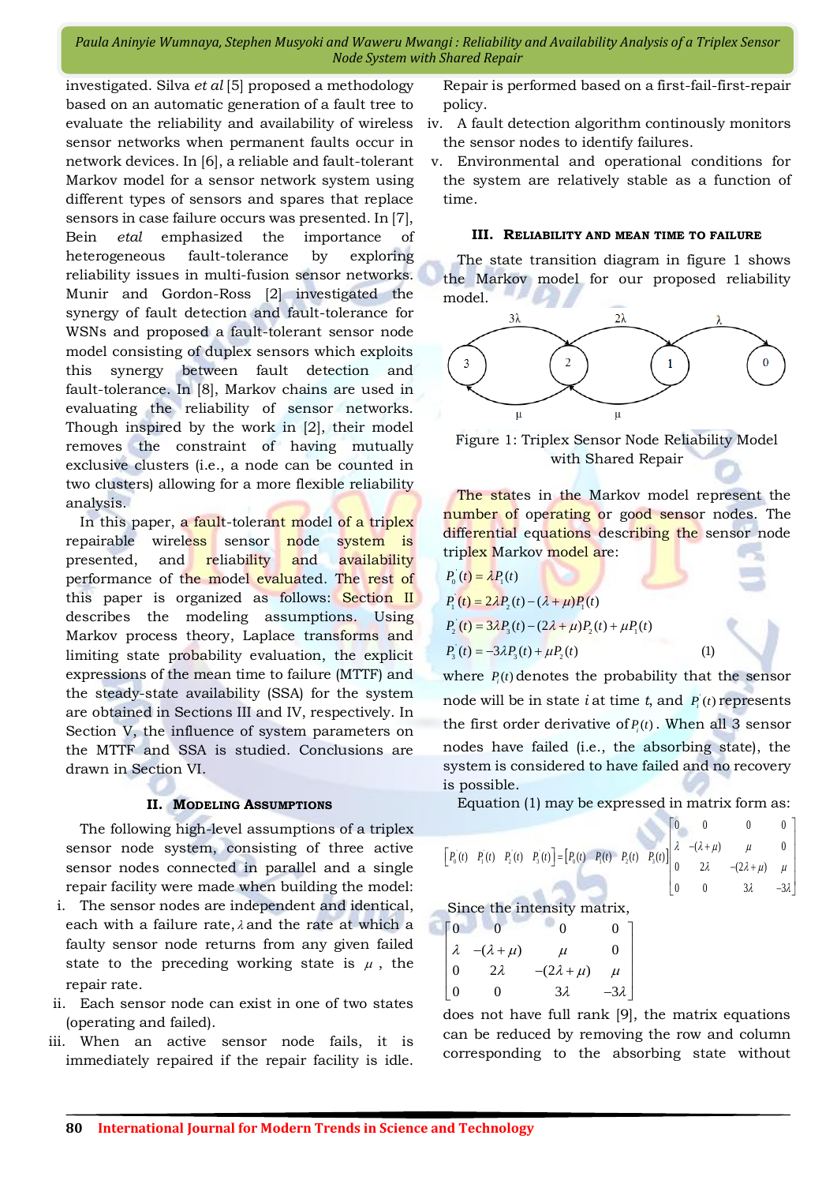investigated. Silva *et al* [5] proposed a methodology based on an automatic generation of a fault tree to evaluate the reliability and availability of wireless sensor networks when permanent faults occur in network devices. In [6], a reliable and fault-tolerant Markov model for a sensor network system using different types of sensors and spares that replace sensors in case failure occurs was presented. In [7], Bein *etal* emphasized the importance of heterogeneous fault-tolerance by exploring reliability issues in multi-fusion sensor networks. Munir and Gordon-Ross [2] investigated the synergy of fault detection and fault-tolerance for WSNs and proposed a fault-tolerant sensor node model consisting of duplex sensors which exploits this synergy between fault detection and fault-tolerance. In [8], Markov chains are used in evaluating the reliability of sensor networks. Though inspired by the work in [2], their model removes the constraint of having mutually exclusive clusters (i.e., a node can be counted in two clusters) allowing for a more flexible reliability analysis.

In this paper, a fault-tolerant model of a triplex repairable wireless sensor node system is presented, and reliability and availability performance of the model evaluated. The rest of this paper is organized as follows: Section II describes the modeling assumptions. Using Markov process theory, Laplace transforms and limiting state probability evaluation, the explicit expressions of the mean time to failure (MTTF) and the steady-state availability (SSA) for the system are obtained in Sections III and IV, respectively. In Section V, the influence of system parameters on the MTTF and SSA is studied. Conclusions are drawn in Section VI.

## II. Modeling Assumptions

The following high-level assumptions of a triplex sensor node system, consisting of three active sensor nodes connected in parallel and a single repair facility were made when building the model:

i. The sensor nodes are independent and identical, each with a failure rate, $\lambda$ and the rate at which a faulty sensor node returns from any given failed state to the preceding working state is $\mu$, the repair rate.
ii. Each sensor node can exist in one of two states (operating and failed).
iii. When an active sensor node fails, it is immediately repaired if the repair facility is idle. Repair is performed based on a first-fail-first-repair policy.
iv. A fault detection algorithm continously monitors the sensor nodes to identify failures.
v. Environmental and operational conditions for the system are relatively stable as a function of time.

## III. Reliability and Mean Time to Failure

The state transition diagram in figure 1 shows the Markov model for our proposed reliability model.

Figure 1: Triplex Sensor Node Reliability Model with Shared Repair

The states in the Markov model represent the number of operating or good sensor nodes. The differential equations describing the sensor node triplex Markov model are:

$$
\begin{aligned}
P_0'(t) &= \lambda P_1(t) \\
P_1'(t) &= 2\lambda P_2(t) - (\lambda+\mu)P_1(t) \\
P_2'(t) &= 3\lambda P_3(t) - (2\lambda+\mu)P_2(t) + \mu P_1(t) \\
P_3'(t) &= -3\lambda P_3(t) + \mu P_2(t) \qquad (1)
\end{aligned}
$$

where $P_i(t)$ denotes the probability that the sensor node will be in state $i$ at time $t$, and $P_i'(t)$ represents the first order derivative of $P_i(t)$. When all 3 sensor nodes have failed (i.e., the absorbing state), the system is considered to have failed and no recovery is possible.

Equation (1) may be expressed in matrix form as:

$$
\begin{bmatrix} P_0'(t) & P_1'(t) & P_2'(t) & P_3'(t) \end{bmatrix} = \begin{bmatrix} P_0(t) & P_1(t) & P_2(t) & P_3(t) \end{bmatrix} \begin{bmatrix} 0 & 0 & 0 & 0 \\ \lambda & -(\lambda+\mu) & \mu & 0 \\ 0 & 2\lambda & -(2\lambda+\mu) & \mu \\ 0 & 0 & 3\lambda & -3\lambda \end{bmatrix}
$$

Since the intensity matrix,

$$
\begin{bmatrix} 0 & 0 & 0 & 0 \\ \lambda & -(\lambda+\mu) & \mu & 0 \\ 0 & 2\lambda & -(2\lambda+\mu) & \mu \\ 0 & 0 & 3\lambda & -3\lambda \end{bmatrix}
$$

does not have full rank [9], the matrix equations can be reduced by removing the row and column corresponding to the absorbing state without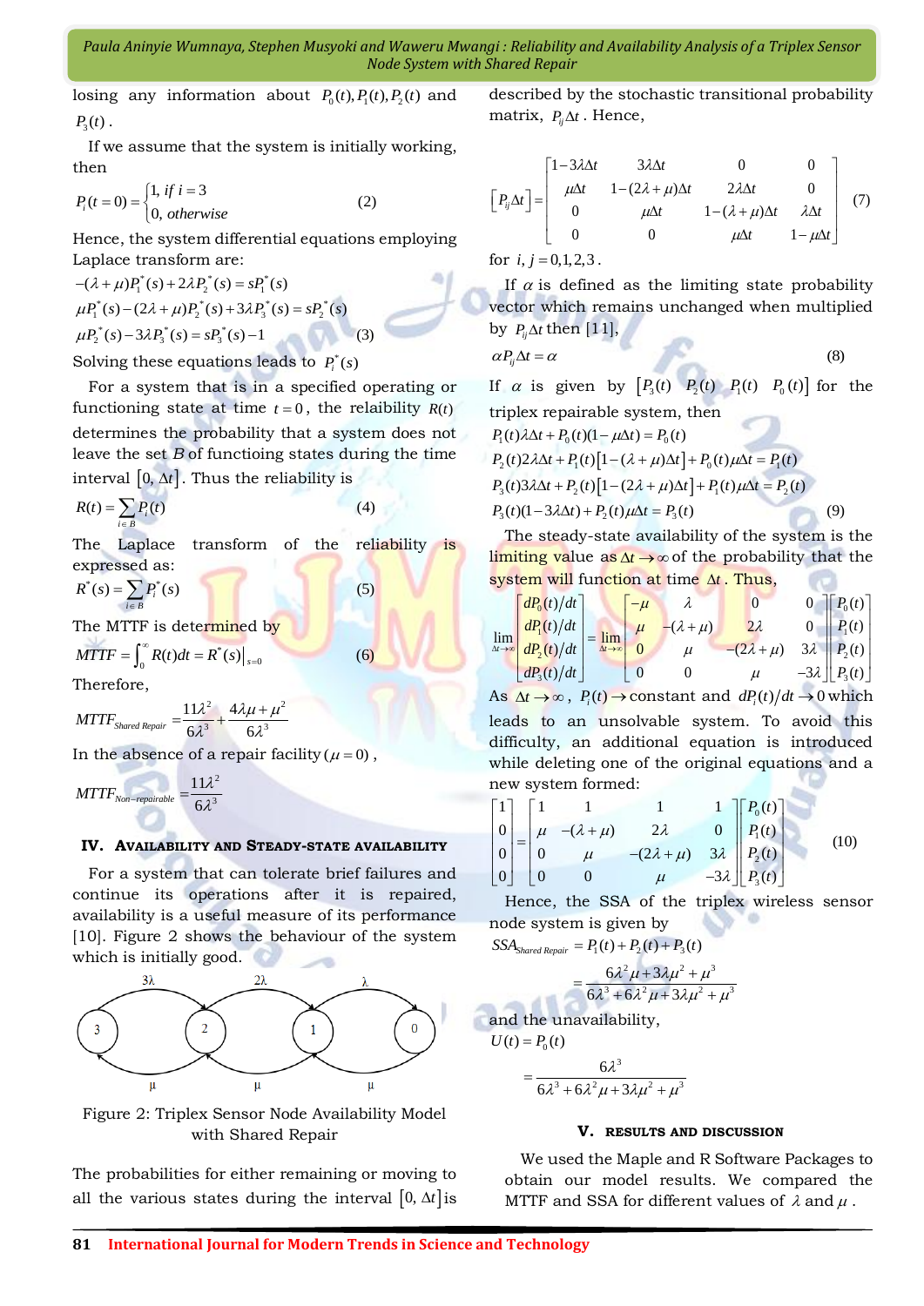losing any information about $P_0(t), P_1(t), P_2(t)$ and $P_3(t)$.

If we assume that the system is initially working, then

$$P_i(t=0)=\begin{cases}1, & if\ i=3\\ 0, & otherwise\end{cases} \quad (2)$$

Hence, the system differential equations employing Laplace transform are:

$$-(\lambda+\mu)P_1^*(s)+2\lambda P_2^*(s)=sP_1^*(s)$$
$$\mu P_1^*(s)-(2\lambda+\mu)P_2^*(s)+3\lambda P_3^*(s)=sP_2^*(s)$$
$$\mu P_2^*(s)-3\lambda P_3^*(s)=sP_3^*(s)-1 \quad (3)$$

Solving these equations leads to $P_i^*(s)$

For a system that is in a specified operating or functioning state at time $t=0$, the reliability $R(t)$ determines the probability that a system does not leave the set $B$ of functioing states during the time interval $[0, \Delta t]$. Thus the reliability is

$$R(t)=\sum_{i\in B}P_i(t) \quad (4)$$

The Laplace transform of the reliability is expressed as:

$$R^*(s)=\sum_{i\in B}P_i^*(s) \quad (5)$$

The MTTF is determined by

$$MTTF=\int_0^{\infty}R(t)dt=R^*(s)\big|_{s=0} \quad (6)$$

Therefore,

$$MTTF_{Shared\ Repair}=\frac{11\lambda^2}{6\lambda^3}+\frac{4\lambda\mu+\mu^2}{6\lambda^3}$$

In the absence of a repair facility $(\mu=0)$,

$$MTTF_{Non-repairable}=\frac{11\lambda^2}{6\lambda^3}$$

## IV. Availability and Steady-State Availability

For a system that can tolerate brief failures and continue its operations after it is repaired, availability is a useful measure of its performance [10]. Figure 2 shows the behaviour of the system which is initially good.

Figure 2: Triplex Sensor Node Availability Model with Shared Repair

The probabilities for either remaining or moving to all the various states during the interval $[0, \Delta t]$ is described by the stochastic transitional probability matrix, $P_{ij}\Delta t$. Hence,

$$\left[P_{ij}\Delta t\right]=\begin{bmatrix}1-3\lambda\Delta t & 3\lambda\Delta t & 0 & 0\\ \mu\Delta t & 1-(2\lambda+\mu)\Delta t & 2\lambda\Delta t & 0\\ 0 & \mu\Delta t & 1-(\lambda+\mu)\Delta t & \lambda\Delta t\\ 0 & 0 & \mu\Delta t & 1-\mu\Delta t\end{bmatrix} \quad (7)$$

for $i, j=0,1,2,3$.

If $\alpha$ is defined as the limiting state probability vector which remains unchanged when multiplied by $P_{ij}\Delta t$ then [11],

$$\alpha P_{ij}\Delta t=\alpha \quad (8)$$

If $\alpha$ is given by $\left[P_3(t)\ \ P_2(t)\ \ P_1(t)\ \ P_0(t)\right]$ for the triplex repairable system, then

$$P_1(t)\lambda\Delta t+P_0(t)(1-\mu\Delta t)=P_0(t)$$
$$P_2(t)2\lambda\Delta t+P_1(t)\left[1-(\lambda+\mu)\Delta t\right]+P_0(t)\mu\Delta t=P_1(t)$$
$$P_3(t)3\lambda\Delta t+P_2(t)\left[1-(2\lambda+\mu)\Delta t\right]+P_1(t)\mu\Delta t=P_2(t)$$
$$P_3(t)(1-3\lambda\Delta t)+P_2(t)\mu\Delta t=P_3(t) \quad (9)$$

The steady-state availability of the system is the limiting value as $\Delta t\to\infty$ of the probability that the system will function at time $\Delta t$. Thus,

$$\lim_{\Delta t\to\infty}\begin{bmatrix}dP_0(t)/dt\\ dP_1(t)/dt\\ dP_2(t)/dt\\ dP_3(t)/dt\end{bmatrix}=\lim_{\Delta t\to\infty}\begin{bmatrix}-\mu & \lambda & 0 & 0\\ \mu & -(\lambda+\mu) & 2\lambda & 0\\ 0 & \mu & -(2\lambda+\mu) & 3\lambda\\ 0 & 0 & \mu & -3\lambda\end{bmatrix}\begin{bmatrix}P_0(t)\\ P_1(t)\\ P_2(t)\\ P_3(t)\end{bmatrix}$$

As $\Delta t\to\infty$, $P_i(t)\to$ constant and $dP_i(t)/dt\to 0$ which leads to an unsolvable system. To avoid this difficulty, an additional equation is introduced while deleting one of the original equations and a new system formed:

$$\begin{bmatrix}1\\0\\0\\0\end{bmatrix}=\begin{bmatrix}1 & 1 & 1 & 1\\ \mu & -(\lambda+\mu) & 2\lambda & 0\\ 0 & \mu & -(2\lambda+\mu) & 3\lambda\\ 0 & 0 & \mu & -3\lambda\end{bmatrix}\begin{bmatrix}P_0(t)\\ P_1(t)\\ P_2(t)\\ P_3(t)\end{bmatrix} \quad (10)$$

Hence, the SSA of the triplex wireless sensor node system is given by

$$SSA_{Shared\ Repair}=P_1(t)+P_2(t)+P_3(t)$$
$$=\frac{6\lambda^2\mu+3\lambda\mu^2+\mu^3}{6\lambda^3+6\lambda^2\mu+3\lambda\mu^2+\mu^3}$$

and the unavailability,

$$U(t)=P_0(t)$$
$$=\frac{6\lambda^3}{6\lambda^3+6\lambda^2\mu+3\lambda\mu^2+\mu^3}$$

## V. Results and Discussion

We used the Maple and R Software Packages to obtain our model results. We compared the MTTF and SSA for different values of $\lambda$ and $\mu$.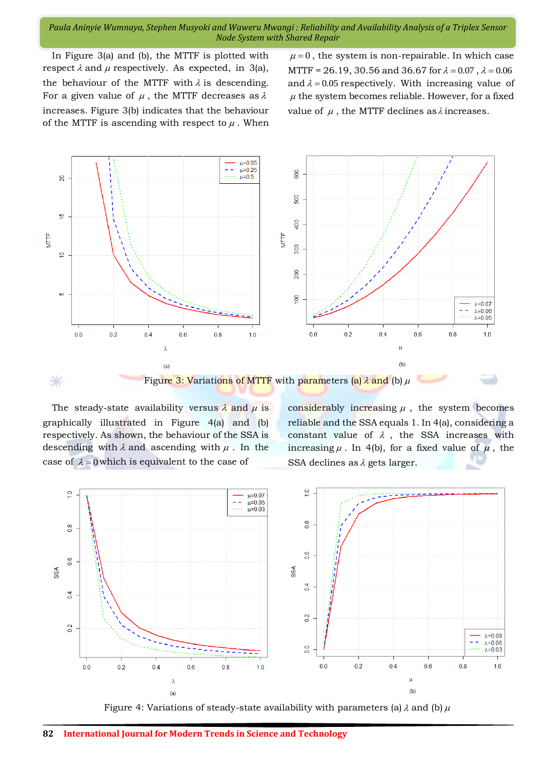In Figure 3(a) and (b), the MTTF is plotted with respect $\lambda$ and $\mu$ respectively. As expected, in 3(a), the behaviour of the MTTF with $\lambda$ is descending. For a given value of $\mu$, the MTTF decreases as $\lambda$ increases. Figure 3(b) indicates that the behaviour of the MTTF is ascending with respect to $\mu$. When $\mu = 0$, the system is non-repairable. In which case MTTF = 26.19, 30.56 and 36.67 for $\lambda = 0.07$, $\lambda = 0.06$ and $\lambda = 0.05$ respectively. With increasing value of $\mu$ the system becomes reliable. However, for a fixed value of $\mu$, the MTTF declines as $\lambda$ increases.

Figure 3: Variations of MTTF with parameters (a) $\lambda$ and (b) $\mu$

The steady-state availability versus $\lambda$ and $\mu$ is graphically illustrated in Figure 4(a) and (b) respectively. As shown, the behaviour of the SSA is descending with $\lambda$ and ascending with $\mu$. In the case of $\lambda = 0$ which is equivalent to the case of considerably increasing $\mu$, the system becomes reliable and the SSA equals 1. In 4(a), considering a constant value of $\lambda$, the SSA increases with increasing $\mu$. In 4(b), for a fixed value of $\mu$, the SSA declines as $\lambda$ gets larger.

Figure 4: Variations of steady-state availability with parameters (a) $\lambda$ and (b) $\mu$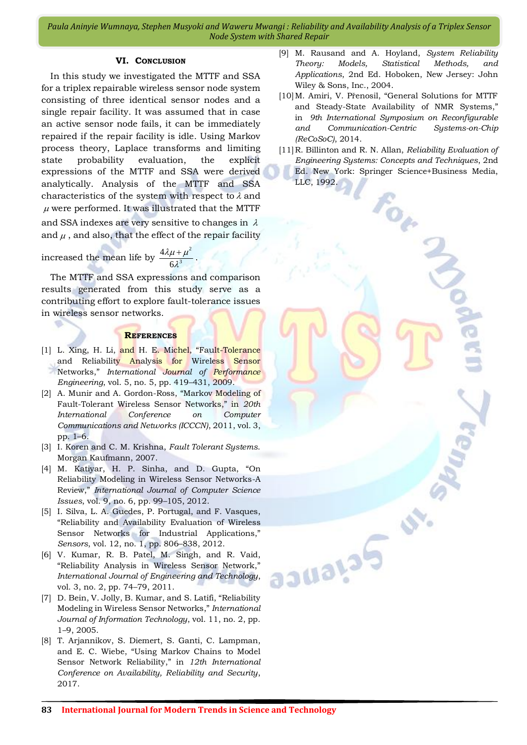## VI. Conclusion

In this study we investigated the MTTF and SSA for a triplex repairable wireless sensor node system consisting of three identical sensor nodes and a single repair facility. It was assumed that in case an active sensor node fails, it can be immediately repaired if the repair facility is idle. Using Markov process theory, Laplace transforms and limiting state probability evaluation, the explicit expressions of the MTTF and SSA were derived analytically. Analysis of the MTTF and SSA characteristics of the system with respect to $\lambda$ and $\mu$ were performed. It was illustrated that the MTTF and SSA indexes are very sensitive to changes in $\lambda$ and $\mu$, and also, that the effect of the repair facility increased the mean life by $\frac{4\lambda\mu+\mu^2}{6\lambda^3}$.

The MTTF and SSA expressions and comparison results generated from this study serve as a contributing effort to explore fault-tolerance issues in wireless sensor networks.

## References

[1] L. Xing, H. Li, and H. E. Michel, "Fault-Tolerance and Reliability Analysis for Wireless Sensor Networks," *International Journal of Performance Engineering*, vol. 5, no. 5, pp. 419–431, 2009.

[2] A. Munir and A. Gordon-Ross, "Markov Modeling of Fault-Tolerant Wireless Sensor Networks," in *20th International Conference on Computer Communications and Networks (ICCCN)*, 2011, vol. 3, pp. 1–6.

[3] I. Koren and C. M. Krishna, *Fault Tolerant Systems*. Morgan Kaufmann, 2007.

[4] M. Katiyar, H. P. Sinha, and D. Gupta, "On Reliability Modeling in Wireless Sensor Networks-A Review," *International Journal of Computer Science Issues*, vol. 9, no. 6, pp. 99–105, 2012.

[5] I. Silva, L. A. Guedes, P. Portugal, and F. Vasques, "Reliability and Availability Evaluation of Wireless Sensor Networks for Industrial Applications," *Sensors*, vol. 12, no. 1, pp. 806–838, 2012.

[6] V. Kumar, R. B. Patel, M. Singh, and R. Vaid, "Reliability Analysis in Wireless Sensor Network," *International Journal of Engineering and Technology*, vol. 3, no. 2, pp. 74–79, 2011.

[7] D. Bein, V. Jolly, B. Kumar, and S. Latifi, "Reliability Modeling in Wireless Sensor Networks," *International Journal of Information Technology*, vol. 11, no. 2, pp. 1–9, 2005.

[8] T. Arjannikov, S. Diemert, S. Ganti, C. Lampman, and E. C. Wiebe, "Using Markov Chains to Model Sensor Network Reliability," in *12th International Conference on Availability, Reliability and Security*, 2017.

[9] M. Rausand and A. Hoyland, *System Reliability Theory: Models, Statistical Methods, and Applications*, 2nd Ed. Hoboken, New Jersey: John Wiley & Sons, Inc., 2004.

[10] M. Amiri, V. Přenosil, "General Solutions for MTTF and Steady-State Availability of NMR Systems," in *9th International Symposium on Reconfigurable and Communication-Centric Systems-on-Chip (ReCoSoC)*, 2014.

[11] R. Billinton and R. N. Allan, *Reliability Evaluation of Engineering Systems: Concepts and Techniques*, 2nd Ed. New York: Springer Science+Business Media, LLC, 1992.